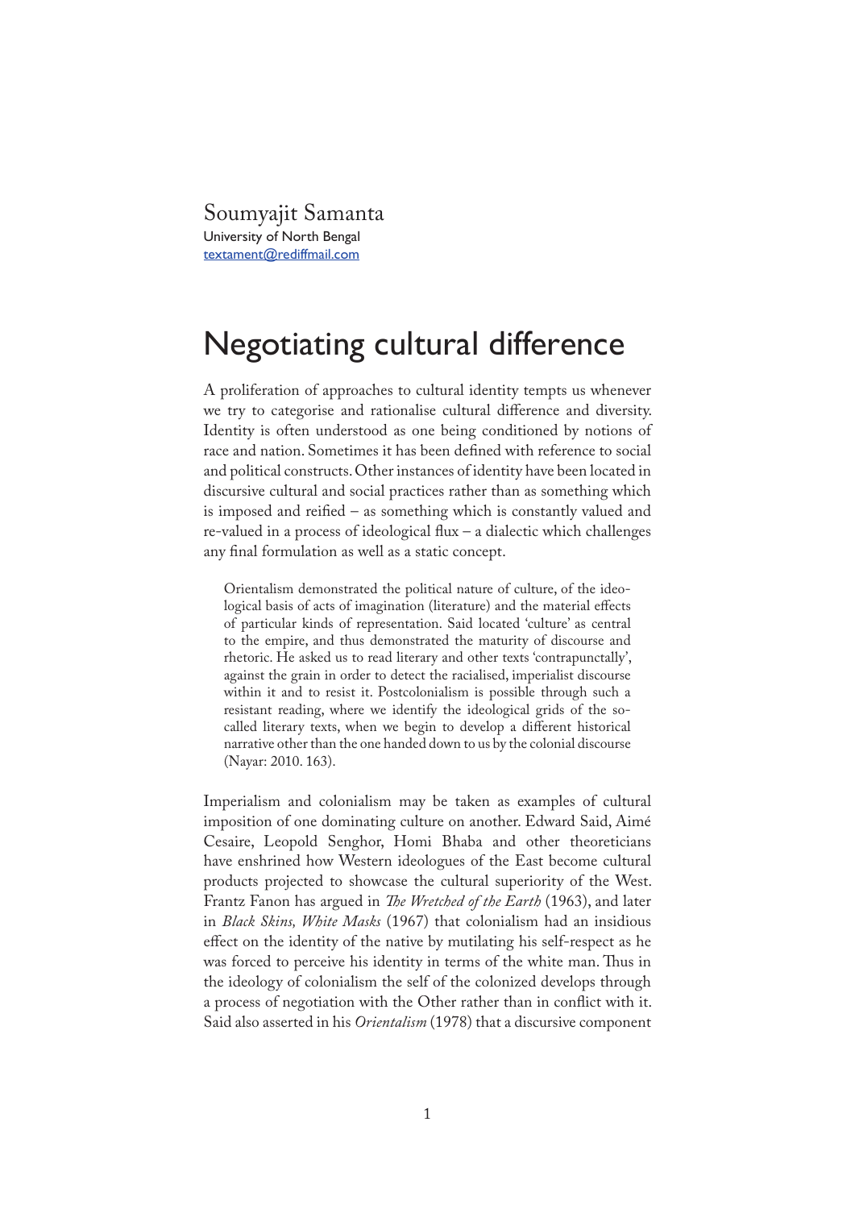Soumyajit Samanta
University of North Bengal
textament@rediffmail.com

# Negotiating cultural difference

A proliferation of approaches to cultural identity tempts us whenever we try to categorise and rationalise cultural difference and diversity. Identity is often understood as one being conditioned by notions of race and nation. Sometimes it has been defined with reference to social and political constructs. Other instances of identity have been located in discursive cultural and social practices rather than as something which is imposed and reified – as something which is constantly valued and re-valued in a process of ideological flux – a dialectic which challenges any final formulation as well as a static concept.

> Orientalism demonstrated the political nature of culture, of the ideological basis of acts of imagination (literature) and the material effects of particular kinds of representation. Said located 'culture' as central to the empire, and thus demonstrated the maturity of discourse and rhetoric. He asked us to read literary and other texts 'contrapunctally', against the grain in order to detect the racialised, imperialist discourse within it and to resist it. Postcolonialism is possible through such a resistant reading, where we identify the ideological grids of the so-called literary texts, when we begin to develop a different historical narrative other than the one handed down to us by the colonial discourse (Nayar: 2010. 163).

Imperialism and colonialism may be taken as examples of cultural imposition of one dominating culture on another. Edward Said, Aimé Cesaire, Leopold Senghor, Homi Bhaba and other theoreticians have enshrined how Western ideologues of the East become cultural products projected to showcase the cultural superiority of the West. Frantz Fanon has argued in *The Wretched of the Earth* (1963), and later in *Black Skins, White Masks* (1967) that colonialism had an insidious effect on the identity of the native by mutilating his self-respect as he was forced to perceive his identity in terms of the white man. Thus in the ideology of colonialism the self of the colonized develops through a process of negotiation with the Other rather than in conflict with it. Said also asserted in his *Orientalism* (1978) that a discursive component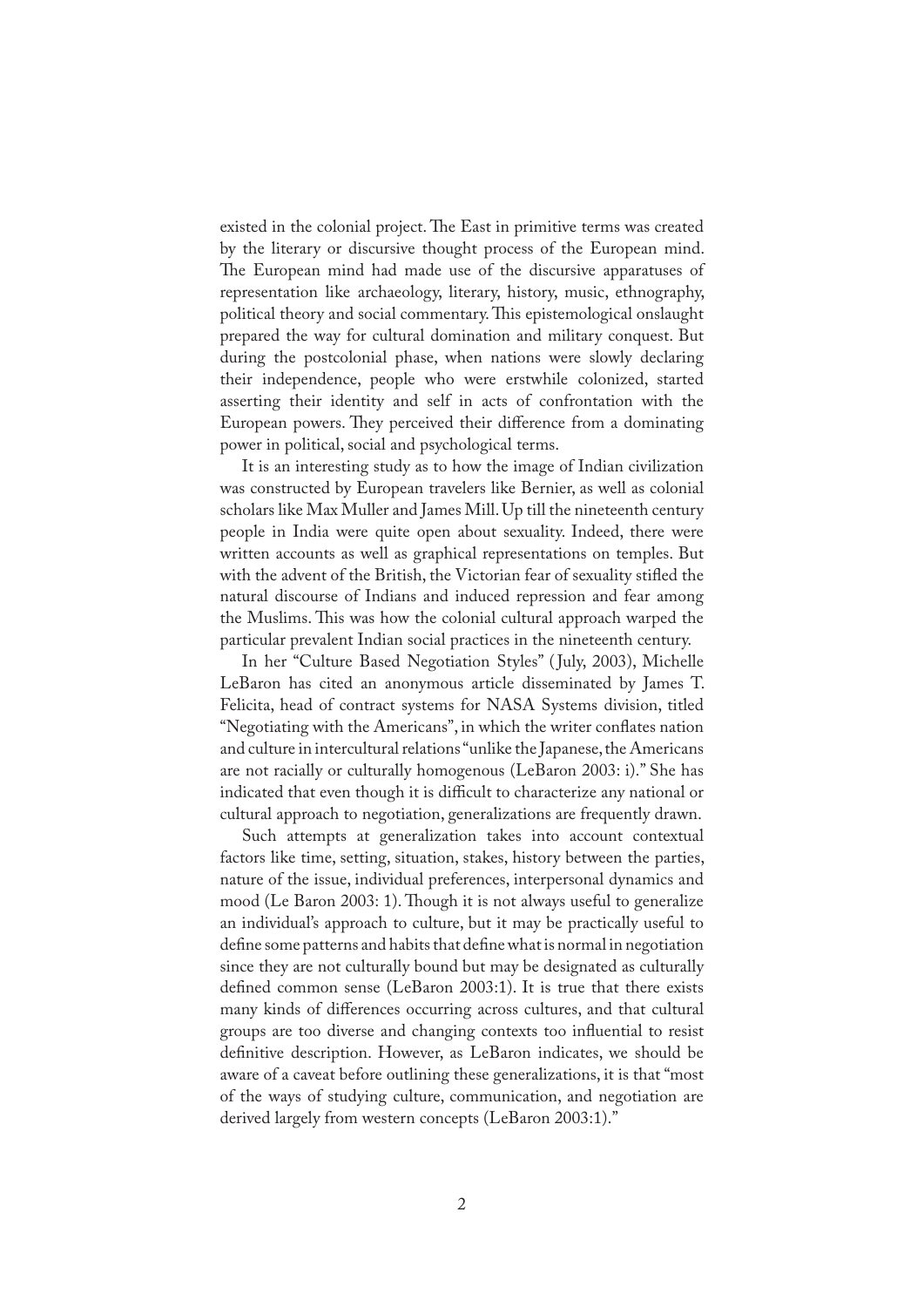existed in the colonial project. The East in primitive terms was created by the literary or discursive thought process of the European mind. The European mind had made use of the discursive apparatuses of representation like archaeology, literary, history, music, ethnography, political theory and social commentary. This epistemological onslaught prepared the way for cultural domination and military conquest. But during the postcolonial phase, when nations were slowly declaring their independence, people who were erstwhile colonized, started asserting their identity and self in acts of confrontation with the European powers. They perceived their difference from a dominating power in political, social and psychological terms.

It is an interesting study as to how the image of Indian civilization was constructed by European travelers like Bernier, as well as colonial scholars like Max Muller and James Mill. Up till the nineteenth century people in India were quite open about sexuality. Indeed, there were written accounts as well as graphical representations on temples. But with the advent of the British, the Victorian fear of sexuality stifled the natural discourse of Indians and induced repression and fear among the Muslims. This was how the colonial cultural approach warped the particular prevalent Indian social practices in the nineteenth century.

In her "Culture Based Negotiation Styles" (July, 2003), Michelle LeBaron has cited an anonymous article disseminated by James T. Felicita, head of contract systems for NASA Systems division, titled "Negotiating with the Americans", in which the writer conflates nation and culture in intercultural relations "unlike the Japanese, the Americans are not racially or culturally homogenous (LeBaron 2003: i)." She has indicated that even though it is difficult to characterize any national or cultural approach to negotiation, generalizations are frequently drawn.

Such attempts at generalization takes into account contextual factors like time, setting, situation, stakes, history between the parties, nature of the issue, individual preferences, interpersonal dynamics and mood (Le Baron 2003: 1). Though it is not always useful to generalize an individual's approach to culture, but it may be practically useful to define some patterns and habits that define what is normal in negotiation since they are not culturally bound but may be designated as culturally defined common sense (LeBaron 2003:1). It is true that there exists many kinds of differences occurring across cultures, and that cultural groups are too diverse and changing contexts too influential to resist definitive description. However, as LeBaron indicates, we should be aware of a caveat before outlining these generalizations, it is that "most of the ways of studying culture, communication, and negotiation are derived largely from western concepts (LeBaron 2003:1)."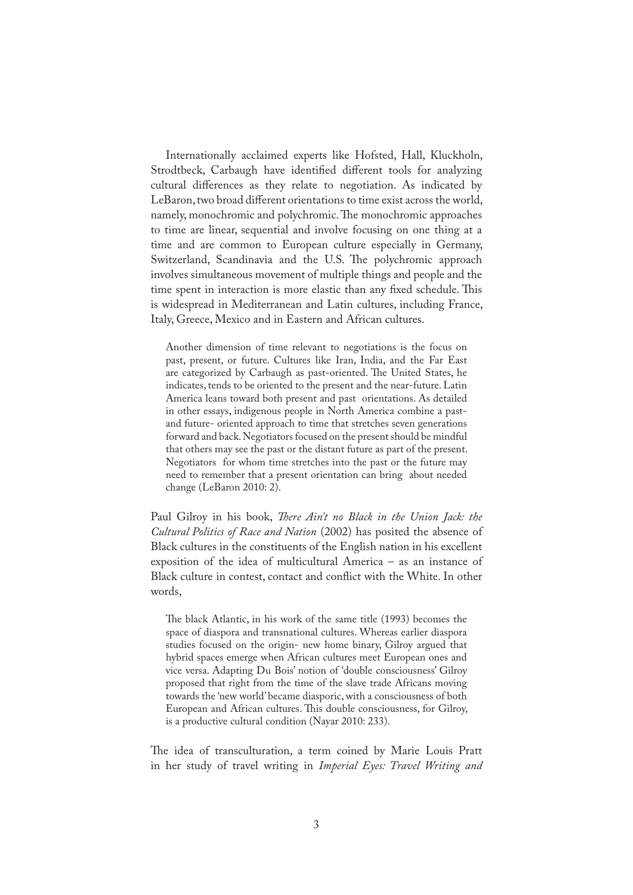Internationally acclaimed experts like Hofsted, Hall, Kluckholn, Strodtbeck, Carbaugh have identified different tools for analyzing cultural differences as they relate to negotiation. As indicated by LeBaron, two broad different orientations to time exist across the world, namely, monochromic and polychromic. The monochromic approaches to time are linear, sequential and involve focusing on one thing at a time and are common to European culture especially in Germany, Switzerland, Scandinavia and the U.S. The polychromic approach involves simultaneous movement of multiple things and people and the time spent in interaction is more elastic than any fixed schedule. This is widespread in Mediterranean and Latin cultures, including France, Italy, Greece, Mexico and in Eastern and African cultures.

> Another dimension of time relevant to negotiations is the focus on past, present, or future. Cultures like Iran, India, and the Far East are categorized by Carbaugh as past-oriented. The United States, he indicates, tends to be oriented to the present and the near-future. Latin America leans toward both present and past orientations. As detailed in other essays, indigenous people in North America combine a past- and future- oriented approach to time that stretches seven generations forward and back. Negotiators focused on the present should be mindful that others may see the past or the distant future as part of the present. Negotiators for whom time stretches into the past or the future may need to remember that a present orientation can bring about needed change (LeBaron 2010: 2).

Paul Gilroy in his book, *There Ain't no Black in the Union Jack: the Cultural Politics of Race and Nation* (2002) has posited the absence of Black cultures in the constituents of the English nation in his excellent exposition of the idea of multicultural America – as an instance of Black culture in contest, contact and conflict with the White. In other words,

> The black Atlantic, in his work of the same title (1993) becomes the space of diaspora and transnational cultures. Whereas earlier diaspora studies focused on the origin- new home binary, Gilroy argued that hybrid spaces emerge when African cultures meet European ones and vice versa. Adapting Du Bois' notion of 'double consciousness' Gilroy proposed that right from the time of the slave trade Africans moving towards the 'new world' became diasporic, with a consciousness of both European and African cultures. This double consciousness, for Gilroy, is a productive cultural condition (Nayar 2010: 233).

The idea of transculturation, a term coined by Marie Louis Pratt in her study of travel writing in *Imperial Eyes: Travel Writing and*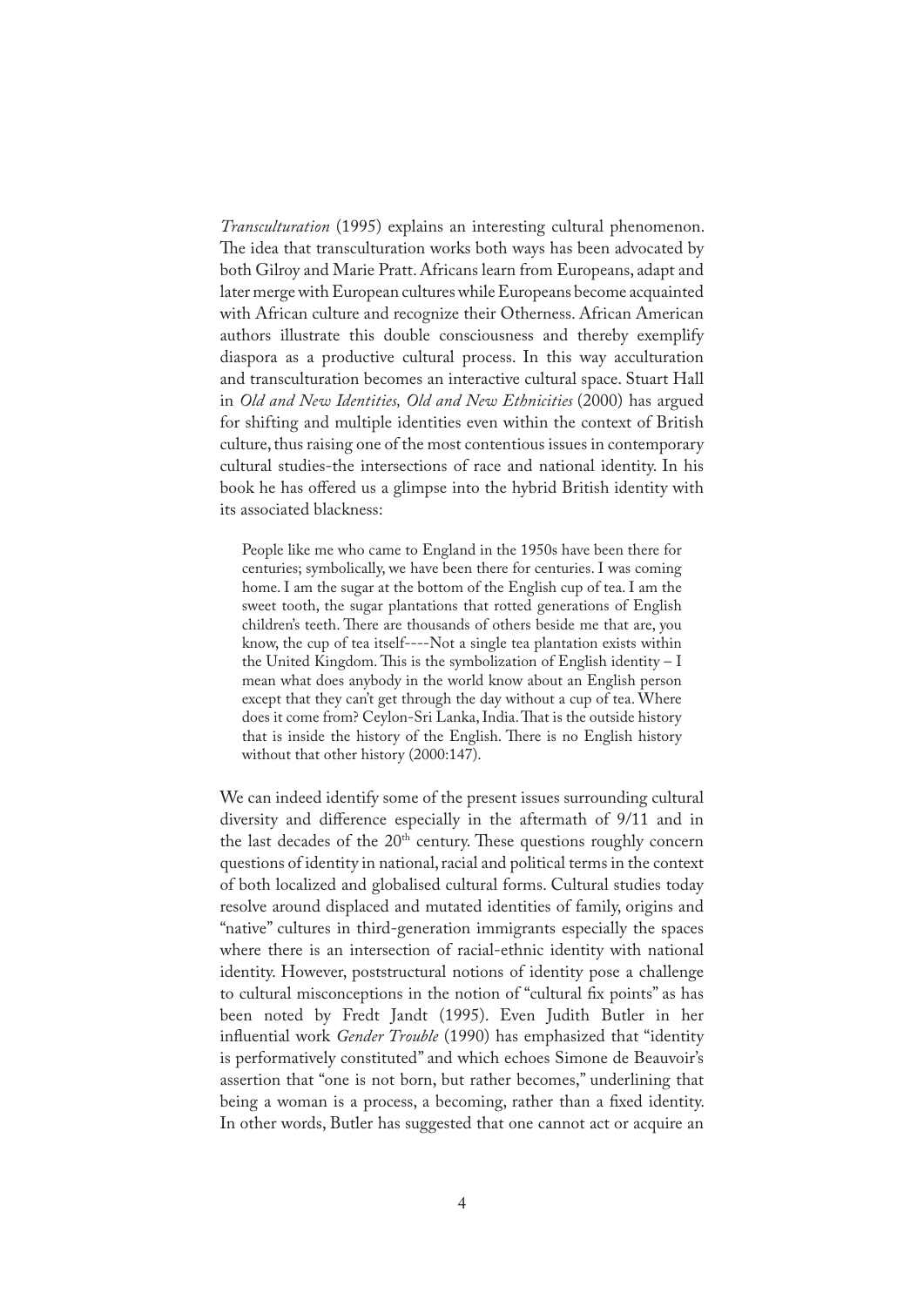*Transculturation* (1995) explains an interesting cultural phenomenon. The idea that transculturation works both ways has been advocated by both Gilroy and Marie Pratt. Africans learn from Europeans, adapt and later merge with European cultures while Europeans become acquainted with African culture and recognize their Otherness. African American authors illustrate this double consciousness and thereby exemplify diaspora as a productive cultural process. In this way acculturation and transculturation becomes an interactive cultural space. Stuart Hall in *Old and New Identities, Old and New Ethnicities* (2000) has argued for shifting and multiple identities even within the context of British culture, thus raising one of the most contentious issues in contemporary cultural studies-the intersections of race and national identity. In his book he has offered us a glimpse into the hybrid British identity with its associated blackness:

> People like me who came to England in the 1950s have been there for centuries; symbolically, we have been there for centuries. I was coming home. I am the sugar at the bottom of the English cup of tea. I am the sweet tooth, the sugar plantations that rotted generations of English children's teeth. There are thousands of others beside me that are, you know, the cup of tea itself----Not a single tea plantation exists within the United Kingdom. This is the symbolization of English identity – I mean what does anybody in the world know about an English person except that they can't get through the day without a cup of tea. Where does it come from? Ceylon-Sri Lanka, India. That is the outside history that is inside the history of the English. There is no English history without that other history (2000:147).

We can indeed identify some of the present issues surrounding cultural diversity and difference especially in the aftermath of 9/11 and in the last decades of the 20th century. These questions roughly concern questions of identity in national, racial and political terms in the context of both localized and globalised cultural forms. Cultural studies today resolve around displaced and mutated identities of family, origins and "native" cultures in third-generation immigrants especially the spaces where there is an intersection of racial-ethnic identity with national identity. However, poststructural notions of identity pose a challenge to cultural misconceptions in the notion of "cultural fix points" as has been noted by Fredt Jandt (1995). Even Judith Butler in her influential work *Gender Trouble* (1990) has emphasized that "identity is performatively constituted" and which echoes Simone de Beauvoir's assertion that "one is not born, but rather becomes," underlining that being a woman is a process, a becoming, rather than a fixed identity. In other words, Butler has suggested that one cannot act or acquire an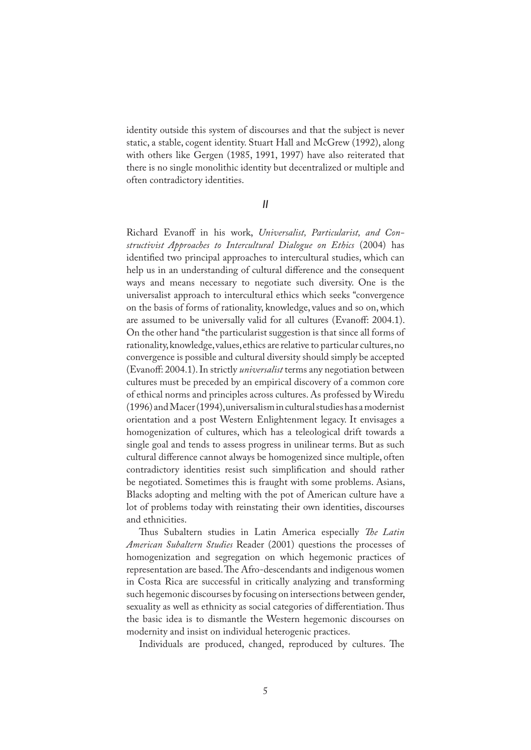identity outside this system of discourses and that the subject is never static, a stable, cogent identity. Stuart Hall and McGrew (1992), along with others like Gergen (1985, 1991, 1997) have also reiterated that there is no single monolithic identity but decentralized or multiple and often contradictory identities.

## II

Richard Evanoff in his work, *Universalist, Particularist, and Constructivist Approaches to Intercultural Dialogue on Ethics* (2004) has identified two principal approaches to intercultural studies, which can help us in an understanding of cultural difference and the consequent ways and means necessary to negotiate such diversity. One is the universalist approach to intercultural ethics which seeks "convergence on the basis of forms of rationality, knowledge, values and so on, which are assumed to be universally valid for all cultures (Evanoff: 2004.1). On the other hand "the particularist suggestion is that since all forms of rationality, knowledge, values, ethics are relative to particular cultures, no convergence is possible and cultural diversity should simply be accepted (Evanoff: 2004.1). In strictly *universalist* terms any negotiation between cultures must be preceded by an empirical discovery of a common core of ethical norms and principles across cultures. As professed by Wiredu (1996) and Macer (1994), universalism in cultural studies has a modernist orientation and a post Western Enlightenment legacy. It envisages a homogenization of cultures, which has a teleological drift towards a single goal and tends to assess progress in unilinear terms. But as such cultural difference cannot always be homogenized since multiple, often contradictory identities resist such simplification and should rather be negotiated. Sometimes this is fraught with some problems. Asians, Blacks adopting and melting with the pot of American culture have a lot of problems today with reinstating their own identities, discourses and ethnicities.

Thus Subaltern studies in Latin America especially *The Latin American Subaltern Studies* Reader (2001) questions the processes of homogenization and segregation on which hegemonic practices of representation are based. The Afro-descendants and indigenous women in Costa Rica are successful in critically analyzing and transforming such hegemonic discourses by focusing on intersections between gender, sexuality as well as ethnicity as social categories of differentiation. Thus the basic idea is to dismantle the Western hegemonic discourses on modernity and insist on individual heterogenic practices.

Individuals are produced, changed, reproduced by cultures. The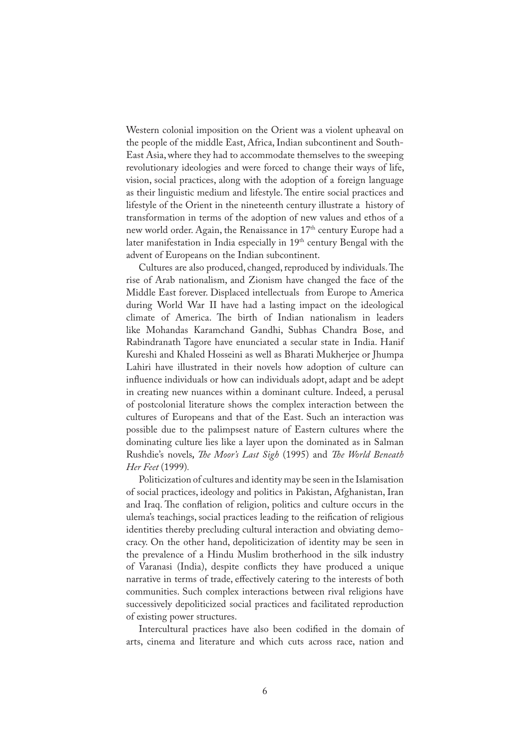Western colonial imposition on the Orient was a violent upheaval on the people of the middle East, Africa, Indian subcontinent and South-East Asia, where they had to accommodate themselves to the sweeping revolutionary ideologies and were forced to change their ways of life, vision, social practices, along with the adoption of a foreign language as their linguistic medium and lifestyle. The entire social practices and lifestyle of the Orient in the nineteenth century illustrate a history of transformation in terms of the adoption of new values and ethos of a new world order. Again, the Renaissance in 17th century Europe had a later manifestation in India especially in 19th century Bengal with the advent of Europeans on the Indian subcontinent.

Cultures are also produced, changed, reproduced by individuals. The rise of Arab nationalism, and Zionism have changed the face of the Middle East forever. Displaced intellectuals from Europe to America during World War II have had a lasting impact on the ideological climate of America. The birth of Indian nationalism in leaders like Mohandas Karamchand Gandhi, Subhas Chandra Bose, and Rabindranath Tagore have enunciated a secular state in India. Hanif Kureshi and Khaled Hosseini as well as Bharati Mukherjee or Jhumpa Lahiri have illustrated in their novels how adoption of culture can influence individuals or how can individuals adopt, adapt and be adept in creating new nuances within a dominant culture. Indeed, a perusal of postcolonial literature shows the complex interaction between the cultures of Europeans and that of the East. Such an interaction was possible due to the palimpsest nature of Eastern cultures where the dominating culture lies like a layer upon the dominated as in Salman Rushdie's novels, *The Moor's Last Sigh* (1995) and *The World Beneath Her Feet* (1999).

Politicization of cultures and identity may be seen in the Islamisation of social practices, ideology and politics in Pakistan, Afghanistan, Iran and Iraq. The conflation of religion, politics and culture occurs in the ulema's teachings, social practices leading to the reification of religious identities thereby precluding cultural interaction and obviating democracy. On the other hand, depoliticization of identity may be seen in the prevalence of a Hindu Muslim brotherhood in the silk industry of Varanasi (India), despite conflicts they have produced a unique narrative in terms of trade, effectively catering to the interests of both communities. Such complex interactions between rival religions have successively depoliticized social practices and facilitated reproduction of existing power structures.

Intercultural practices have also been codified in the domain of arts, cinema and literature and which cuts across race, nation and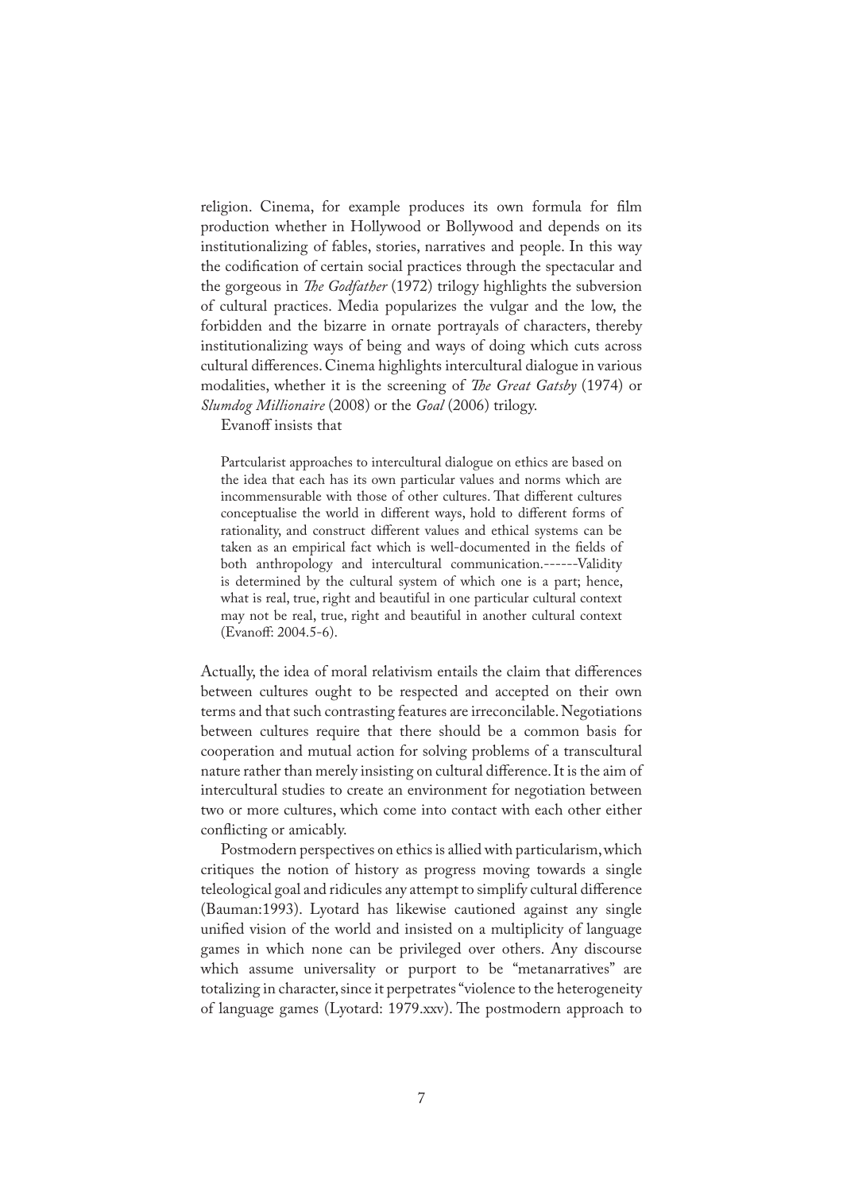religion. Cinema, for example produces its own formula for film production whether in Hollywood or Bollywood and depends on its institutionalizing of fables, stories, narratives and people. In this way the codification of certain social practices through the spectacular and the gorgeous in *The Godfather* (1972) trilogy highlights the subversion of cultural practices. Media popularizes the vulgar and the low, the forbidden and the bizarre in ornate portrayals of characters, thereby institutionalizing ways of being and ways of doing which cuts across cultural differences. Cinema highlights intercultural dialogue in various modalities, whether it is the screening of *The Great Gatsby* (1974) or *Slumdog Millionaire* (2008) or the *Goal* (2006) trilogy.

Evanoff insists that

> Partcularist approaches to intercultural dialogue on ethics are based on the idea that each has its own particular values and norms which are incommensurable with those of other cultures. That different cultures conceptualise the world in different ways, hold to different forms of rationality, and construct different values and ethical systems can be taken as an empirical fact which is well-documented in the fields of both anthropology and intercultural communication.------Validity is determined by the cultural system of which one is a part; hence, what is real, true, right and beautiful in one particular cultural context may not be real, true, right and beautiful in another cultural context (Evanoff: 2004.5-6).

Actually, the idea of moral relativism entails the claim that differences between cultures ought to be respected and accepted on their own terms and that such contrasting features are irreconcilable. Negotiations between cultures require that there should be a common basis for cooperation and mutual action for solving problems of a transcultural nature rather than merely insisting on cultural difference. It is the aim of intercultural studies to create an environment for negotiation between two or more cultures, which come into contact with each other either conflicting or amicably.

Postmodern perspectives on ethics is allied with particularism, which critiques the notion of history as progress moving towards a single teleological goal and ridicules any attempt to simplify cultural difference (Bauman:1993). Lyotard has likewise cautioned against any single unified vision of the world and insisted on a multiplicity of language games in which none can be privileged over others. Any discourse which assume universality or purport to be "metanarratives" are totalizing in character, since it perpetrates "violence to the heterogeneity of language games (Lyotard: 1979.xxv). The postmodern approach to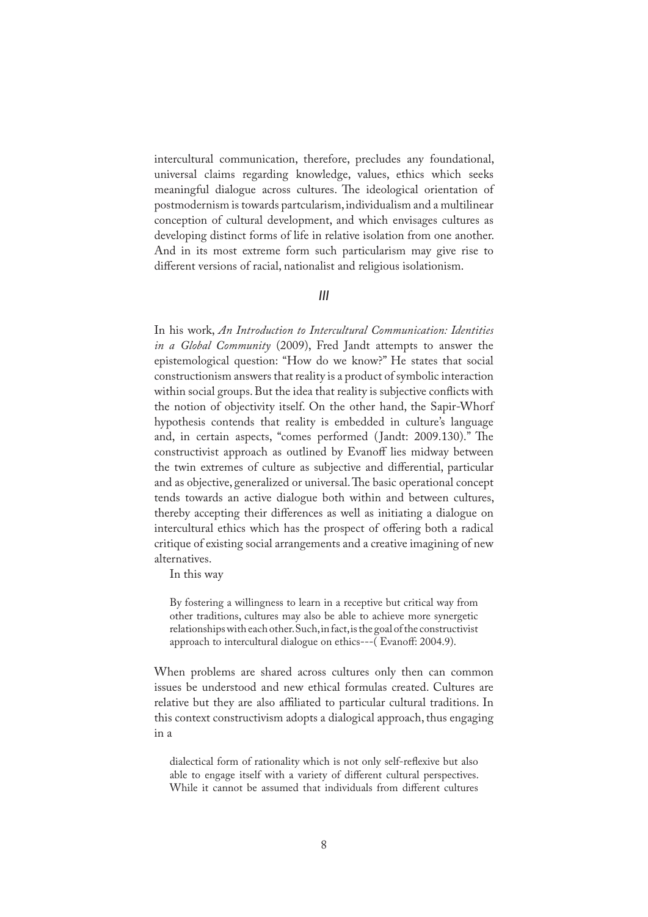intercultural communication, therefore, precludes any foundational, universal claims regarding knowledge, values, ethics which seeks meaningful dialogue across cultures. The ideological orientation of postmodernism is towards partcularism, individualism and a multilinear conception of cultural development, and which envisages cultures as developing distinct forms of life in relative isolation from one another. And in its most extreme form such particularism may give rise to different versions of racial, nationalist and religious isolationism.

## III

In his work, *An Introduction to Intercultural Communication: Identities in a Global Community* (2009), Fred Jandt attempts to answer the epistemological question: "How do we know?" He states that social constructionism answers that reality is a product of symbolic interaction within social groups. But the idea that reality is subjective conflicts with the notion of objectivity itself. On the other hand, the Sapir-Whorf hypothesis contends that reality is embedded in culture's language and, in certain aspects, "comes performed (Jandt: 2009.130)." The constructivist approach as outlined by Evanoff lies midway between the twin extremes of culture as subjective and differential, particular and as objective, generalized or universal. The basic operational concept tends towards an active dialogue both within and between cultures, thereby accepting their differences as well as initiating a dialogue on intercultural ethics which has the prospect of offering both a radical critique of existing social arrangements and a creative imagining of new alternatives.

In this way

> By fostering a willingness to learn in a receptive but critical way from other traditions, cultures may also be able to achieve more synergetic relationships with each other. Such, in fact, is the goal of the constructivist approach to intercultural dialogue on ethics---( Evanoff: 2004.9).

When problems are shared across cultures only then can common issues be understood and new ethical formulas created. Cultures are relative but they are also affiliated to particular cultural traditions. In this context constructivism adopts a dialogical approach, thus engaging in a

> dialectical form of rationality which is not only self-reflexive but also able to engage itself with a variety of different cultural perspectives. While it cannot be assumed that individuals from different cultures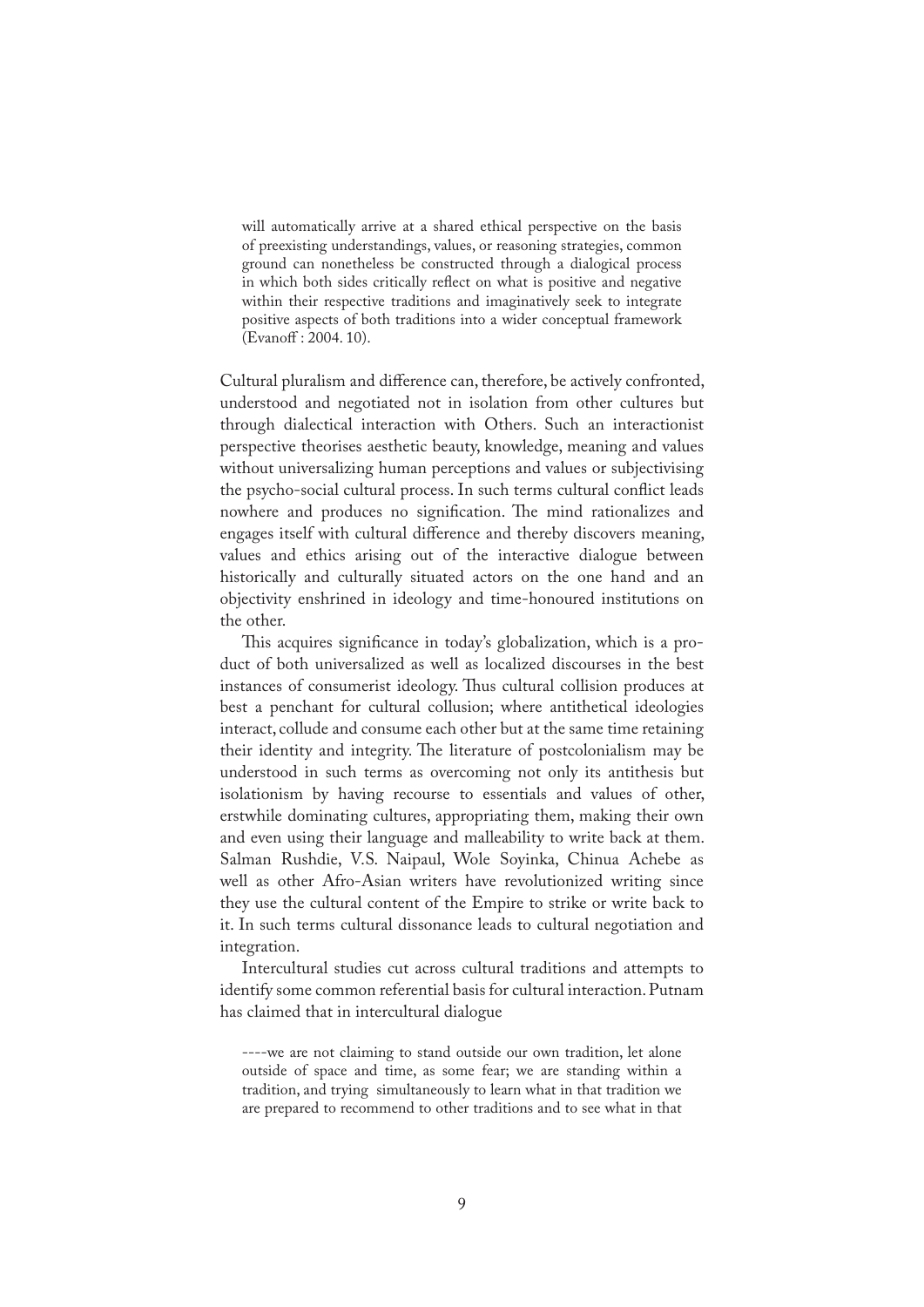> will automatically arrive at a shared ethical perspective on the basis of preexisting understandings, values, or reasoning strategies, common ground can nonetheless be constructed through a dialogical process in which both sides critically reflect on what is positive and negative within their respective traditions and imaginatively seek to integrate positive aspects of both traditions into a wider conceptual framework (Evanoff : 2004. 10).

Cultural pluralism and difference can, therefore, be actively confronted, understood and negotiated not in isolation from other cultures but through dialectical interaction with Others. Such an interactionist perspective theorises aesthetic beauty, knowledge, meaning and values without universalizing human perceptions and values or subjectivising the psycho-social cultural process. In such terms cultural conflict leads nowhere and produces no signification. The mind rationalizes and engages itself with cultural difference and thereby discovers meaning, values and ethics arising out of the interactive dialogue between historically and culturally situated actors on the one hand and an objectivity enshrined in ideology and time-honoured institutions on the other.

This acquires significance in today's globalization, which is a product of both universalized as well as localized discourses in the best instances of consumerist ideology. Thus cultural collision produces at best a penchant for cultural collusion; where antithetical ideologies interact, collude and consume each other but at the same time retaining their identity and integrity. The literature of postcolonialism may be understood in such terms as overcoming not only its antithesis but isolationism by having recourse to essentials and values of other, erstwhile dominating cultures, appropriating them, making their own and even using their language and malleability to write back at them. Salman Rushdie, V.S. Naipaul, Wole Soyinka, Chinua Achebe as well as other Afro-Asian writers have revolutionized writing since they use the cultural content of the Empire to strike or write back to it. In such terms cultural dissonance leads to cultural negotiation and integration.

Intercultural studies cut across cultural traditions and attempts to identify some common referential basis for cultural interaction. Putnam has claimed that in intercultural dialogue

> ----we are not claiming to stand outside our own tradition, let alone outside of space and time, as some fear; we are standing within a tradition, and trying simultaneously to learn what in that tradition we are prepared to recommend to other traditions and to see what in that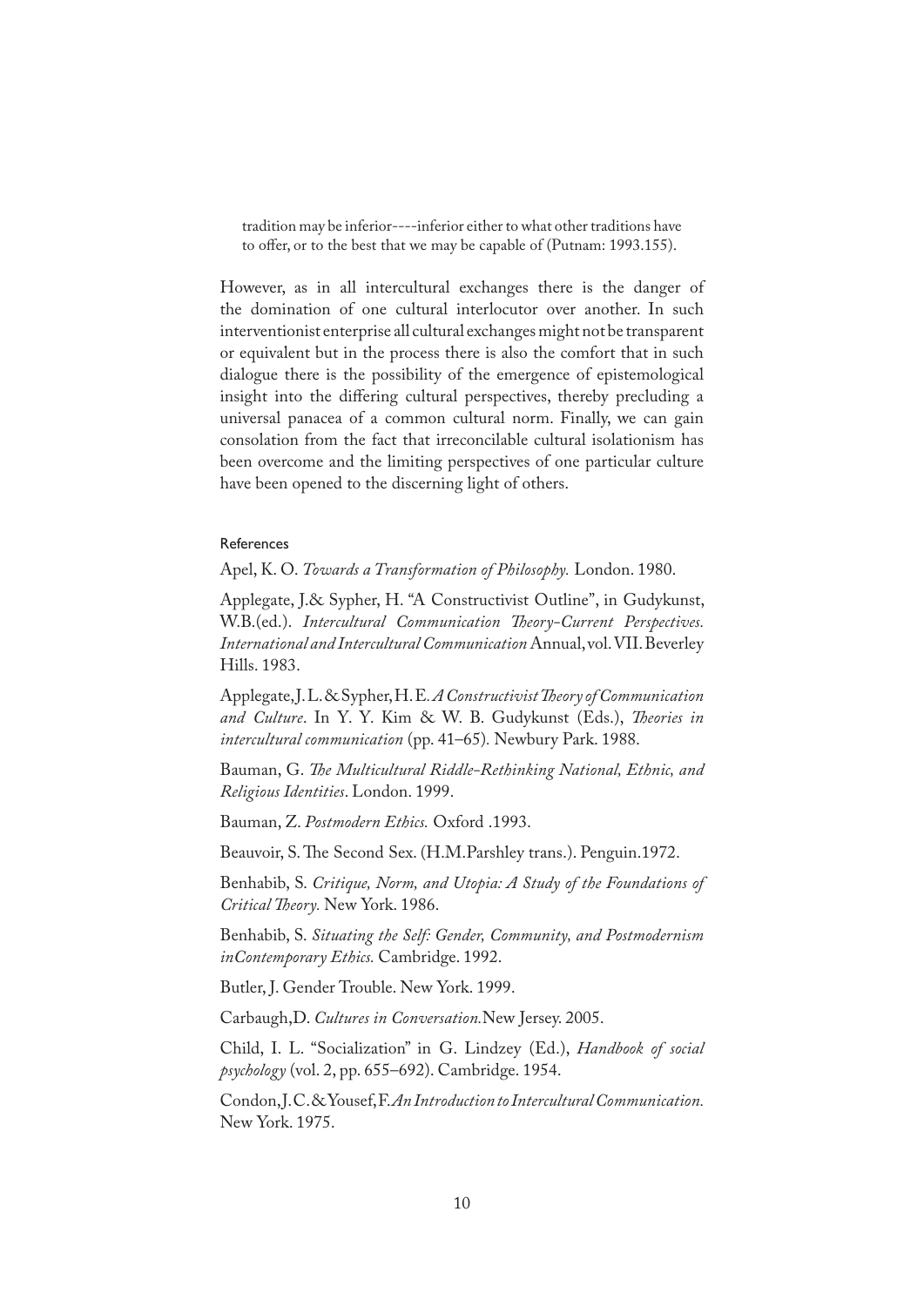> tradition may be inferior----inferior either to what other traditions have to offer, or to the best that we may be capable of (Putnam: 1993.155).

However, as in all intercultural exchanges there is the danger of the domination of one cultural interlocutor over another. In such interventionist enterprise all cultural exchanges might not be transparent or equivalent but in the process there is also the comfort that in such dialogue there is the possibility of the emergence of epistemological insight into the differing cultural perspectives, thereby precluding a universal panacea of a common cultural norm. Finally, we can gain consolation from the fact that irreconcilable cultural isolationism has been overcome and the limiting perspectives of one particular culture have been opened to the discerning light of others.

#### References

Apel, K. O. *Towards a Transformation of Philosophy.* London. 1980.

Applegate, J.& Sypher, H. "A Constructivist Outline", in Gudykunst, W.B.(ed.). *Intercultural Communication Theory-Current Perspectives. International and Intercultural Communication* Annual, vol. VII. Beverley Hills. 1983.

Applegate, J. L. & Sypher, H. E. *A Constructivist Theory of Communication and Culture*. In Y. Y. Kim & W. B. Gudykunst (Eds.), *Theories in intercultural communication* (pp. 41–65). Newbury Park. 1988.

Bauman, G. *The Multicultural Riddle-Rethinking National, Ethnic, and Religious Identities*. London. 1999.

Bauman, Z. *Postmodern Ethics.* Oxford .1993.

Beauvoir, S. The Second Sex. (H.M.Parshley trans.). Penguin.1972.

Benhabib, S. *Critique, Norm, and Utopia: A Study of the Foundations of Critical Theory.* New York. 1986.

Benhabib, S. *Situating the Self: Gender, Community, and Postmodernism inContemporary Ethics.* Cambridge. 1992.

Butler, J. Gender Trouble. New York. 1999.

Carbaugh,D. *Cultures in Conversation.* New Jersey. 2005.

Child, I. L. "Socialization" in G. Lindzey (Ed.), *Handbook of social psychology* (vol. 2, pp. 655–692). Cambridge. 1954.

Condon, J. C. & Yousef, F. *An Introduction to Intercultural Communication.* New York. 1975.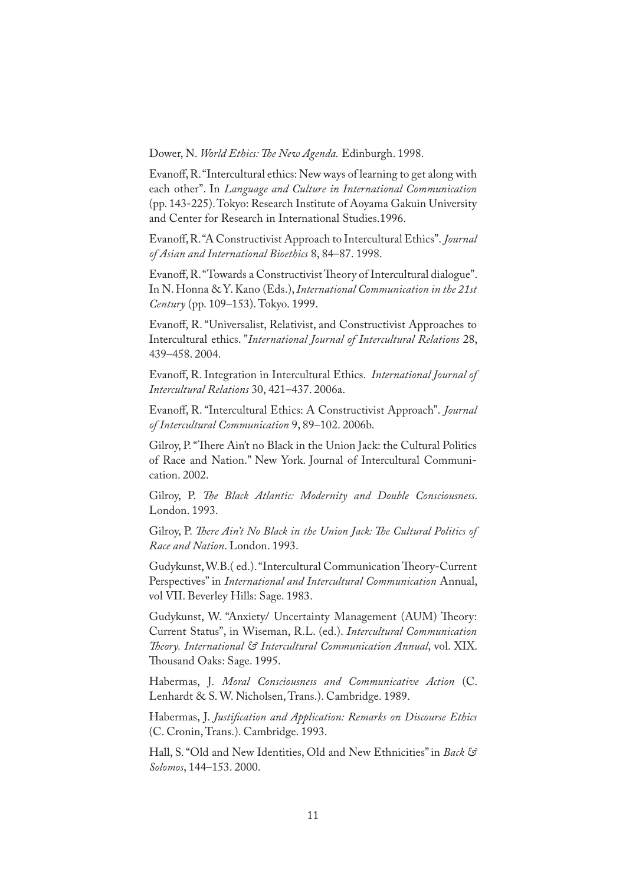Dower, N. *World Ethics: The New Agenda.* Edinburgh. 1998.

Evanoff, R. "Intercultural ethics: New ways of learning to get along with each other". In *Language and Culture in International Communication* (pp. 143-225). Tokyo: Research Institute of Aoyama Gakuin University and Center for Research in International Studies.1996.

Evanoff, R. "A Constructivist Approach to Intercultural Ethics". *Journal of Asian and International Bioethics* 8, 84–87. 1998.

Evanoff, R. "Towards a Constructivist Theory of Intercultural dialogue". In N. Honna & Y. Kano (Eds.), *International Communication in the 21st Century* (pp. 109–153). Tokyo. 1999.

Evanoff, R. "Universalist, Relativist, and Constructivist Approaches to Intercultural ethics. "*International Journal of Intercultural Relations* 28, 439–458. 2004.

Evanoff, R. Integration in Intercultural Ethics. *International Journal of Intercultural Relations* 30, 421–437. 2006a.

Evanoff, R. "Intercultural Ethics: A Constructivist Approach". *Journal of Intercultural Communication* 9, 89–102. 2006b.

Gilroy, P. "There Ain't no Black in the Union Jack: the Cultural Politics of Race and Nation." New York. Journal of Intercultural Communication. 2002.

Gilroy, P. *The Black Atlantic: Modernity and Double Consciousness*. London. 1993.

Gilroy, P. *There Ain't No Black in the Union Jack: The Cultural Politics of Race and Nation*. London. 1993.

Gudykunst, W.B.( ed.). "Intercultural Communication Theory-Current Perspectives" in *International and Intercultural Communication* Annual, vol VII. Beverley Hills: Sage. 1983.

Gudykunst, W. "Anxiety/ Uncertainty Management (AUM) Theory: Current Status", in Wiseman, R.L. (ed.). *Intercultural Communication Theory. International & Intercultural Communication Annual*, vol. XIX. Thousand Oaks: Sage. 1995.

Habermas, J. *Moral Consciousness and Communicative Action* (C. Lenhardt & S. W. Nicholsen, Trans.). Cambridge. 1989.

Habermas, J. *Justification and Application: Remarks on Discourse Ethics* (C. Cronin, Trans.). Cambridge. 1993.

Hall, S. "Old and New Identities, Old and New Ethnicities" in *Back & Solomos*, 144–153. 2000.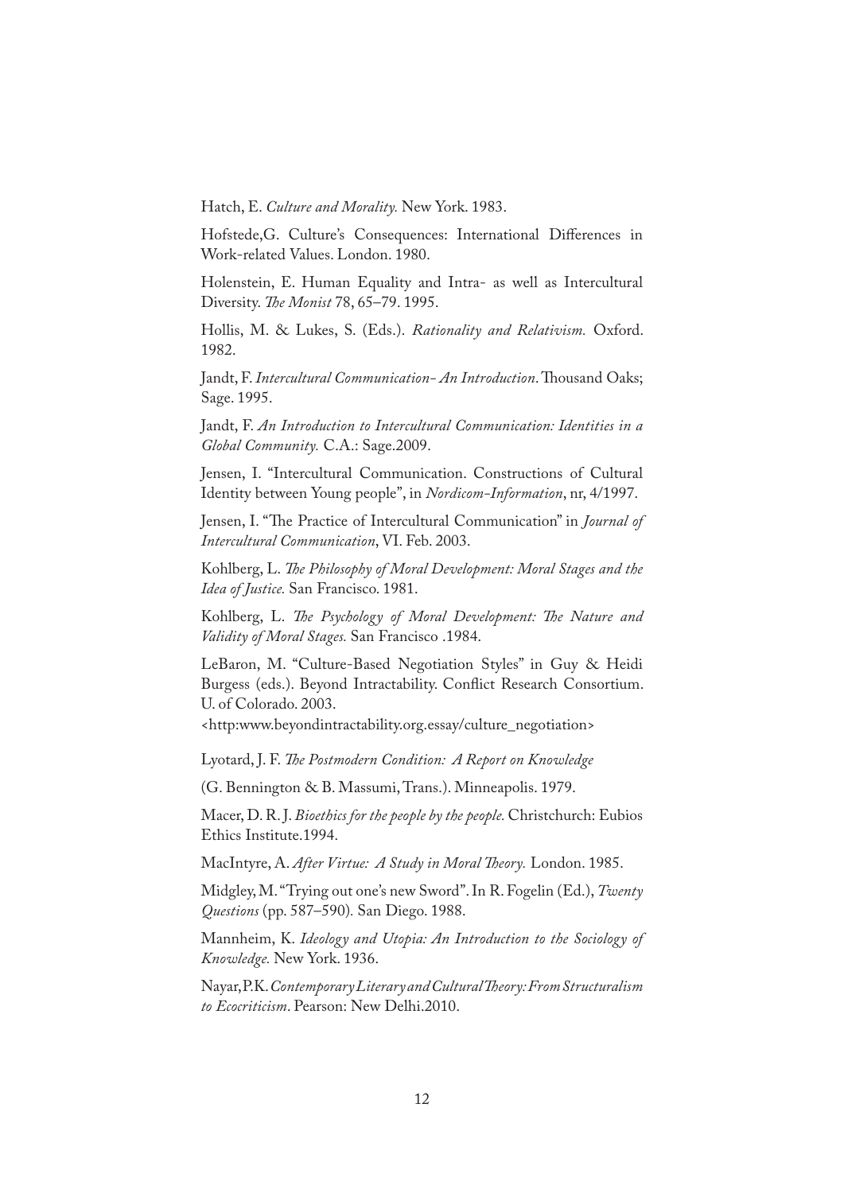Hatch, E. *Culture and Morality.* New York. 1983.

Hofstede,G. Culture's Consequences: International Differences in Work-related Values. London. 1980.

Holenstein, E. Human Equality and Intra- as well as Intercultural Diversity. *The Monist* 78, 65–79. 1995.

Hollis, M. & Lukes, S. (Eds.). *Rationality and Relativism.* Oxford. 1982.

Jandt, F. *Intercultural Communication- An Introduction*. Thousand Oaks; Sage. 1995.

Jandt, F. *An Introduction to Intercultural Communication: Identities in a Global Community.* C.A.: Sage.2009.

Jensen, I. "Intercultural Communication. Constructions of Cultural Identity between Young people", in *Nordicom-Information*, nr, 4/1997.

Jensen, I. "The Practice of Intercultural Communication" in *Journal of Intercultural Communication*, VI. Feb. 2003.

Kohlberg, L. *The Philosophy of Moral Development: Moral Stages and the Idea of Justice.* San Francisco. 1981.

Kohlberg, L. *The Psychology of Moral Development: The Nature and Validity of Moral Stages.* San Francisco .1984.

LeBaron, M. "Culture-Based Negotiation Styles" in Guy & Heidi Burgess (eds.). Beyond Intractability. Conflict Research Consortium. U. of Colorado. 2003.
<http:www.beyondintractability.org.essay/culture_negotiation>

Lyotard, J. F. *The Postmodern Condition: A Report on Knowledge*

(G. Bennington & B. Massumi, Trans.). Minneapolis. 1979.

Macer, D. R. J. *Bioethics for the people by the people.* Christchurch: Eubios Ethics Institute.1994.

MacIntyre, A. *After Virtue: A Study in Moral Theory.* London. 1985.

Midgley, M. "Trying out one's new Sword". In R. Fogelin (Ed.), *Twenty Questions* (pp. 587–590)*.* San Diego. 1988.

Mannheim, K. *Ideology and Utopia: An Introduction to the Sociology of Knowledge.* New York. 1936.

Nayar, P.K. *Contemporary Literary and Cultural Theory: From Structuralism to Ecocriticism*. Pearson: New Delhi.2010.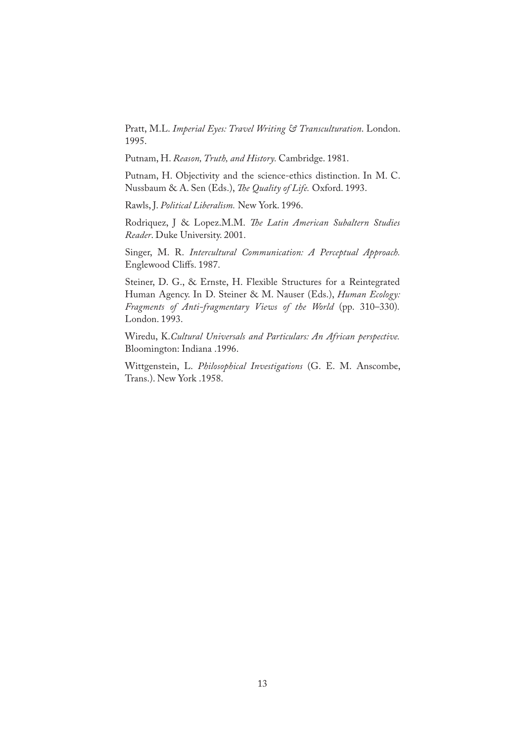Pratt, M.L. *Imperial Eyes: Travel Writing & Transculturation*. London. 1995.

Putnam, H. *Reason, Truth, and History.* Cambridge. 1981.

Putnam, H. Objectivity and the science-ethics distinction. In M. C. Nussbaum & A. Sen (Eds.), *The Quality of Life.* Oxford. 1993.

Rawls, J. *Political Liberalism.* New York. 1996.

Rodriquez, J & Lopez.M.M. *The Latin American Subaltern Studies Reader*. Duke University. 2001.

Singer, M. R. *Intercultural Communication: A Perceptual Approach.* Englewood Cliffs. 1987.

Steiner, D. G., & Ernste, H. Flexible Structures for a Reintegrated Human Agency. In D. Steiner & M. Nauser (Eds.), *Human Ecology: Fragments of Anti-fragmentary Views of the World* (pp. 310–330). London. 1993.

Wiredu, K.*Cultural Universals and Particulars: An African perspective.* Bloomington: Indiana .1996.

Wittgenstein, L. *Philosophical Investigations* (G. E. M. Anscombe, Trans.). New York .1958.